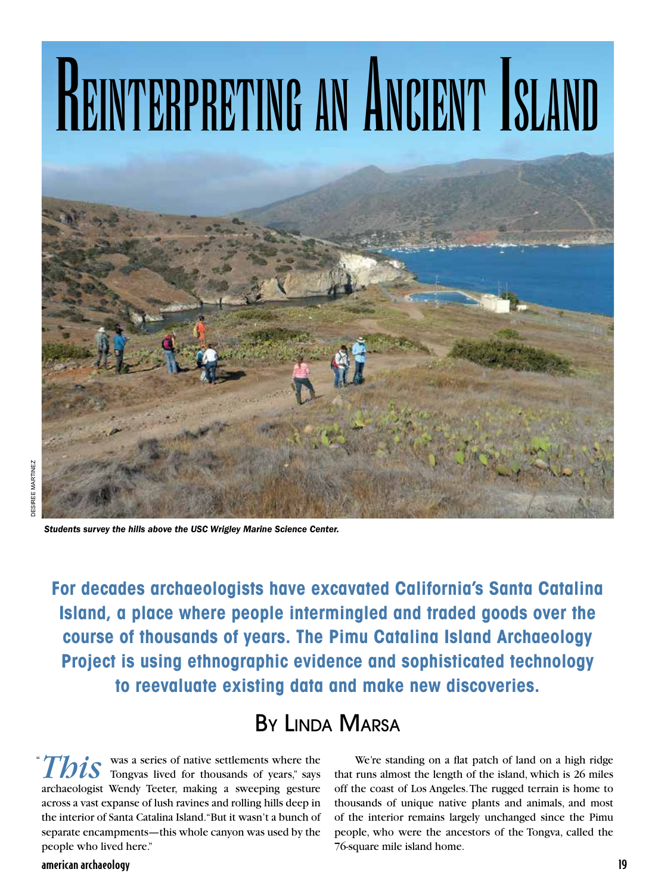# Reinterpreting an Ancient Island

DESIREE MARTINEZ

*Students survey the hills above the USC Wrigley Marine Science Center.*

**For decades archaeologists have excavated California's Santa Catalina Island, a place where people intermingled and traded goods over the course of thousands of years. The Pimu Catalina Island Archaeology Project is using ethnographic evidence and sophisticated technology to reevaluate existing data and make new discoveries.**

## By Linda Marsa

"*This* was a series of native settlements where the Tongvas lived for thousands of years," says archaeologist Wendy Teeter, making a sweeping gesture across a vast expanse of lush ravines and rolling hills deep in the interior of Santa Catalina Island. "But it wasn't a bunch of separate encampments—this whole canyon was used by the people who lived here."

We're standing on a flat patch of land on a high ridge that runs almost the length of the island, which is 26 miles off the coast of Los Angeles. The rugged terrain is home to thousands of unique native plants and animals, and most of the interior remains largely unchanged since the Pimu people, who were the ancestors of the Tongva, called the 76-square mile island home.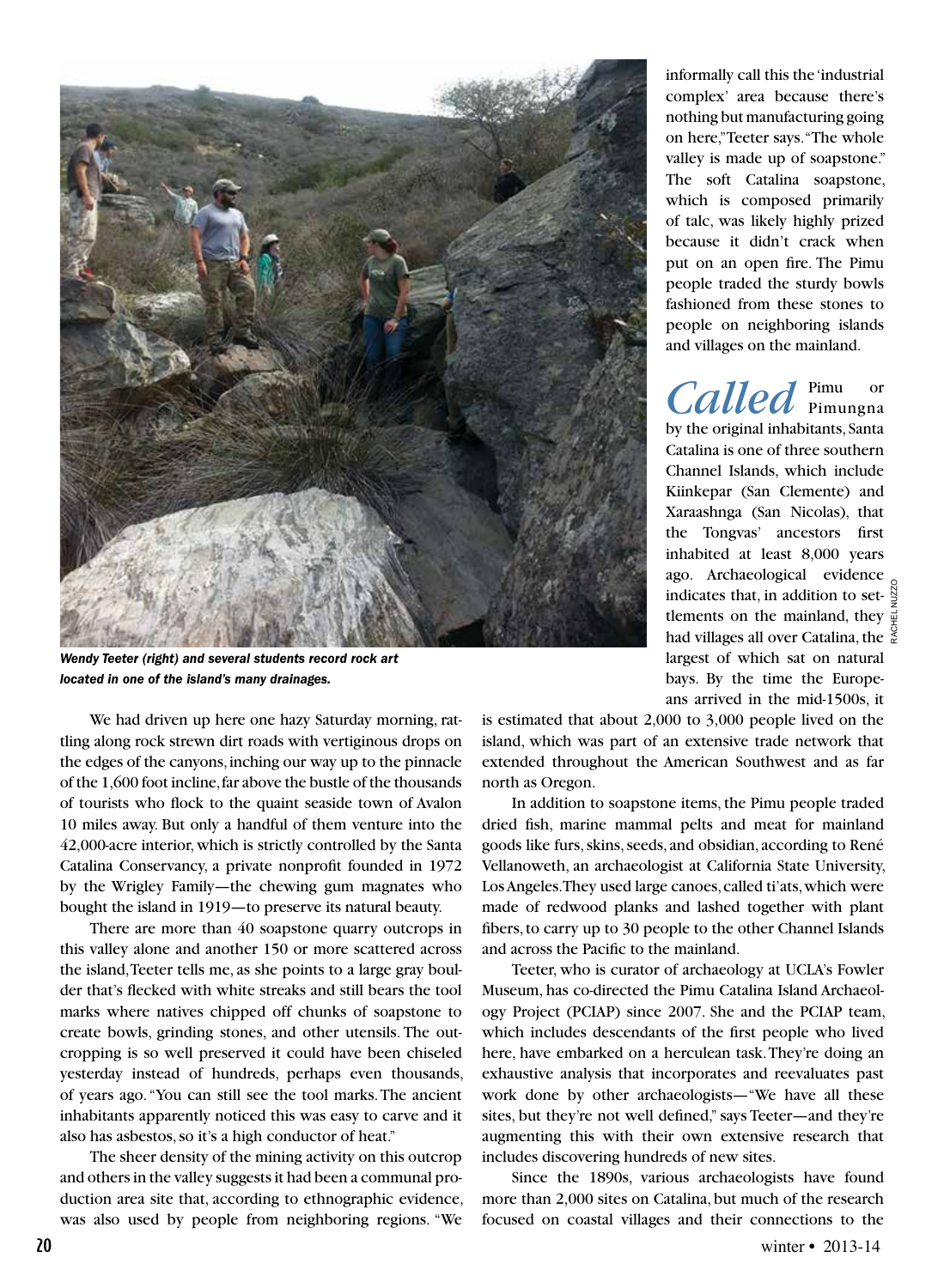*Wendy Teeter (right) and several students record rock art located in one of the island's many drainages.*

We had driven up here one hazy Saturday morning, rattling along rock strewn dirt roads with vertiginous drops on the edges of the canyons, inching our way up to the pinnacle of the 1,600 foot incline, far above the bustle of the thousands of tourists who flock to the quaint seaside town of Avalon 10 miles away. But only a handful of them venture into the 42,000-acre interior, which is strictly controlled by the Santa Catalina Conservancy, a private nonprofit founded in 1972 by the Wrigley Family—the chewing gum magnates who bought the island in 1919—to preserve its natural beauty.

There are more than 40 soapstone quarry outcrops in this valley alone and another 150 or more scattered across the island, Teeter tells me, as she points to a large gray boulder that's flecked with white streaks and still bears the tool marks where natives chipped off chunks of soapstone to create bowls, grinding stones, and other utensils. The outcropping is so well preserved it could have been chiseled yesterday instead of hundreds, perhaps even thousands, of years ago. "You can still see the tool marks. The ancient inhabitants apparently noticed this was easy to carve and it also has asbestos, so it's a high conductor of heat."

The sheer density of the mining activity on this outcrop and others in the valley suggests it had been a communal production area site that, according to ethnographic evidence, was also used by people from neighboring regions. "We informally call this the 'industrial complex' area because there's nothing but manufacturing going on here," Teeter says. "The whole valley is made up of soapstone." The soft Catalina soapstone, which is composed primarily of talc, was likely highly prized because it didn't crack when put on an open fire. The Pimu people traded the sturdy bowls fashioned from these stones to people on neighboring islands and villages on the mainland.

*Called* Pimu or Pimungna by the original inhabitants, Santa Catalina is one of three southern Channel Islands, which include Kiinkepar (San Clemente) and Xaraashnga (San Nicolas), that the Tongvas' ancestors first inhabited at least 8,000 years ago. Archaeological evidence indicates that, in addition to settlements on the mainland, they had villages all over Catalina, the largest of which sat on natural bays. By the time the Europeans arrived in the mid-1500s, it is estimated that about 2,000 to 3,000 people lived on the island, which was part of an extensive trade network that extended throughout the American Southwest and as far north as Oregon.

In addition to soapstone items, the Pimu people traded dried fish, marine mammal pelts and meat for mainland goods like furs, skins, seeds, and obsidian, according to René Vellanoweth, an archaeologist at California State University, Los Angeles. They used large canoes, called ti'ats, which were made of redwood planks and lashed together with plant fibers, to carry up to 30 people to the other Channel Islands and across the Pacific to the mainland.

Teeter, who is curator of archaeology at UCLA's Fowler Museum, has co-directed the Pimu Catalina Island Archaeology Project (PCIAP) since 2007. She and the PCIAP team, which includes descendants of the first people who lived here, have embarked on a herculean task. They're doing an exhaustive analysis that incorporates and reevaluates past work done by other archaeologists—"We have all these sites, but they're not well defined," says Teeter—and they're augmenting this with their own extensive research that includes discovering hundreds of new sites.

Since the 1890s, various archaeologists have found more than 2,000 sites on Catalina, but much of the research focused on coastal villages and their connections to the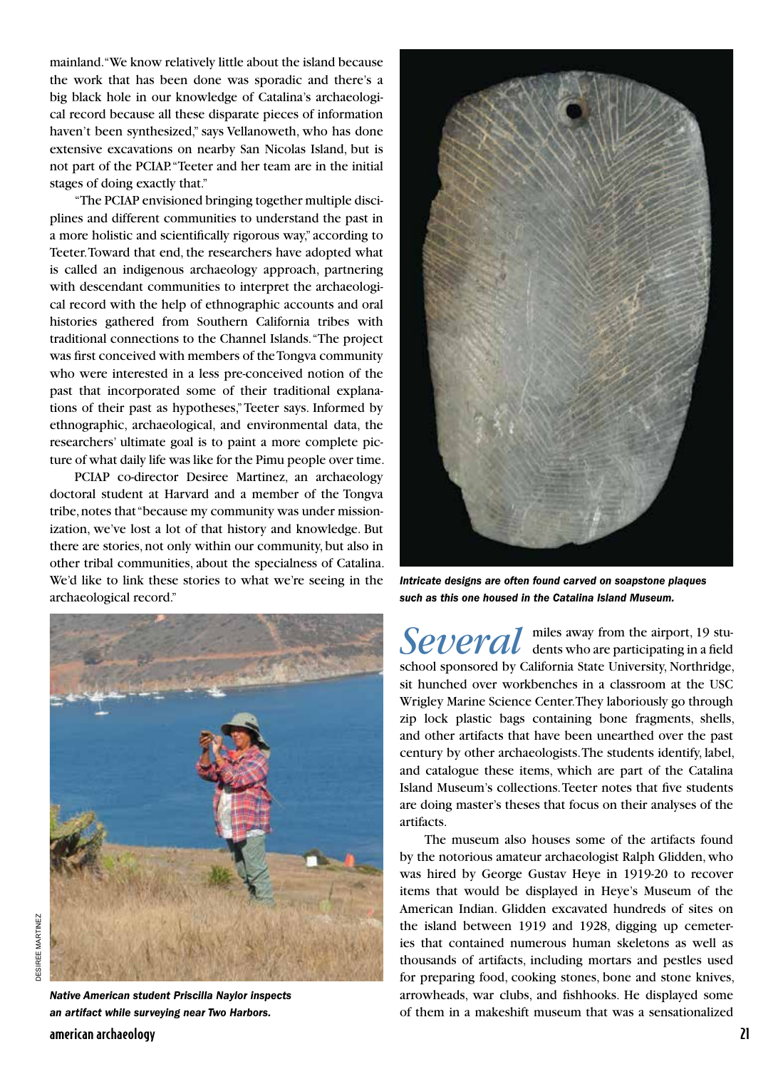mainland. "We know relatively little about the island because the work that has been done was sporadic and there's a big black hole in our knowledge of Catalina's archaeological record because all these disparate pieces of information haven't been synthesized," says Vellanoweth, who has done extensive excavations on nearby San Nicolas Island, but is not part of the PCIAP. "Teeter and her team are in the initial stages of doing exactly that."

"The PCIAP envisioned bringing together multiple disciplines and different communities to understand the past in a more holistic and scientifically rigorous way," according to Teeter. Toward that end, the researchers have adopted what is called an indigenous archaeology approach, partnering with descendant communities to interpret the archaeological record with the help of ethnographic accounts and oral histories gathered from Southern California tribes with traditional connections to the Channel Islands. "The project was first conceived with members of the Tongva community who were interested in a less pre-conceived notion of the past that incorporated some of their traditional explanations of their past as hypotheses," Teeter says. Informed by ethnographic, archaeological, and environmental data, the researchers' ultimate goal is to paint a more complete picture of what daily life was like for the Pimu people over time.

PCIAP co-director Desiree Martinez, an archaeology doctoral student at Harvard and a member of the Tongva tribe, notes that "because my community was under missionization, we've lost a lot of that history and knowledge. But there are stories, not only within our community, but also in other tribal communities, about the specialness of Catalina. We'd like to link these stories to what we're seeing in the archaeological record."

DESIREE MARTINEZ

***Native American student Priscilla Naylor inspects an artifact while surveying near Two Harbors.***

***Intricate designs are often found carved on soapstone plaques such as this one housed in the Catalina Island Museum.***

*Several* miles away from the airport, 19 students who are participating in a field school sponsored by California State University, Northridge, sit hunched over workbenches in a classroom at the USC Wrigley Marine Science Center. They laboriously go through zip lock plastic bags containing bone fragments, shells, and other artifacts that have been unearthed over the past century by other archaeologists. The students identify, label, and catalogue these items, which are part of the Catalina Island Museum's collections. Teeter notes that five students are doing master's theses that focus on their analyses of the artifacts.

The museum also houses some of the artifacts found by the notorious amateur archaeologist Ralph Glidden, who was hired by George Gustav Heye in 1919-20 to recover items that would be displayed in Heye's Museum of the American Indian. Glidden excavated hundreds of sites on the island between 1919 and 1928, digging up cemeteries that contained numerous human skeletons as well as thousands of artifacts, including mortars and pestles used for preparing food, cooking stones, bone and stone knives, arrowheads, war clubs, and fishhooks. He displayed some of them in a makeshift museum that was a sensationalized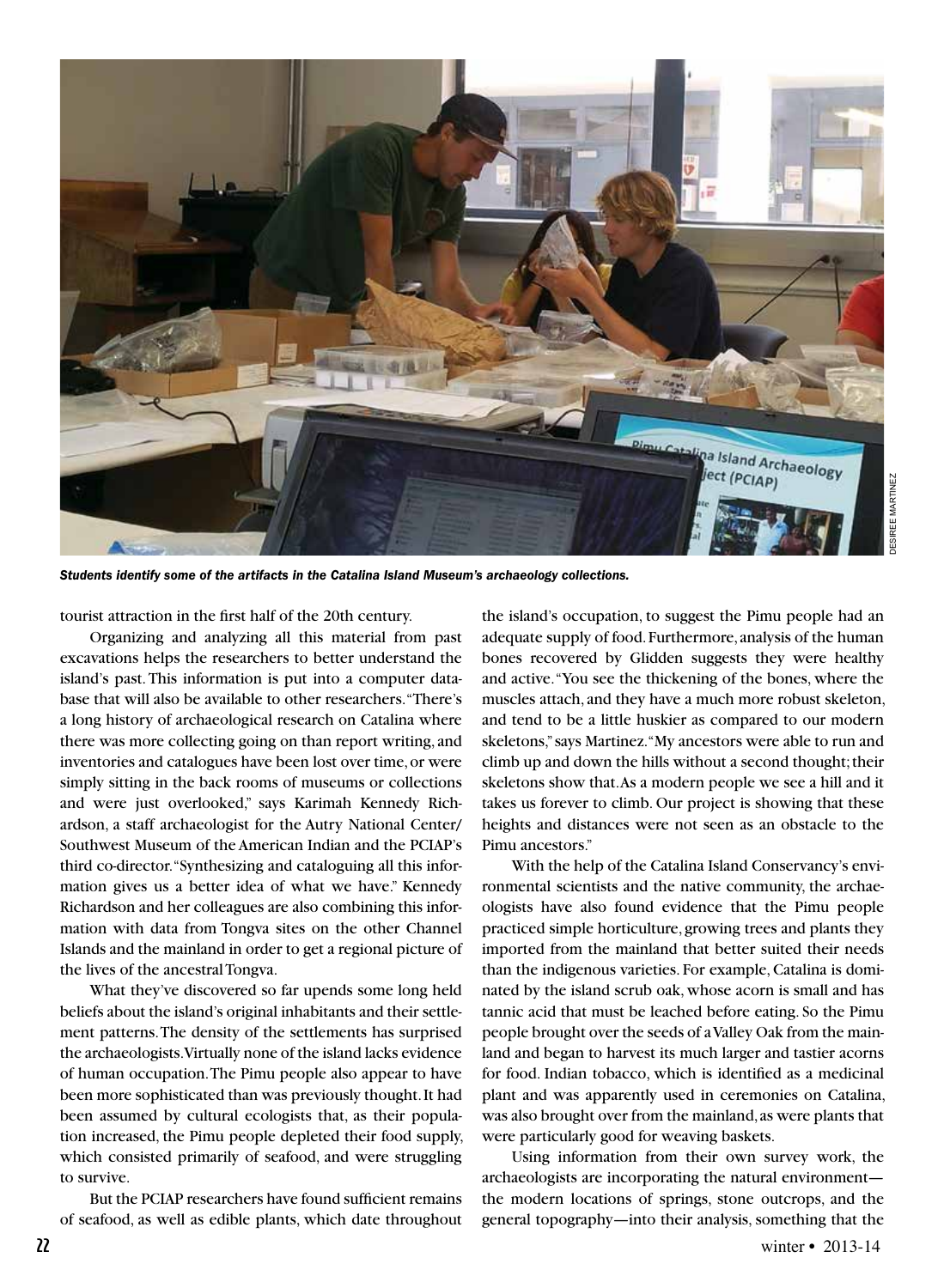*Students identify some of the artifacts in the Catalina Island Museum's archaeology collections.*

tourist attraction in the first half of the 20th century.

Organizing and analyzing all this material from past excavations helps the researchers to better understand the island's past. This information is put into a computer database that will also be available to other researchers. "There's a long history of archaeological research on Catalina where there was more collecting going on than report writing, and inventories and catalogues have been lost over time, or were simply sitting in the back rooms of museums or collections and were just overlooked," says Karimah Kennedy Richardson, a staff archaeologist for the Autry National Center/Southwest Museum of the American Indian and the PCIAP's third co-director. "Synthesizing and cataloguing all this information gives us a better idea of what we have." Kennedy Richardson and her colleagues are also combining this information with data from Tongva sites on the other Channel Islands and the mainland in order to get a regional picture of the lives of the ancestral Tongva.

What they've discovered so far upends some long held beliefs about the island's original inhabitants and their settlement patterns. The density of the settlements has surprised the archaeologists. Virtually none of the island lacks evidence of human occupation. The Pimu people also appear to have been more sophisticated than was previously thought. It had been assumed by cultural ecologists that, as their population increased, the Pimu people depleted their food supply, which consisted primarily of seafood, and were struggling to survive.

But the PCIAP researchers have found sufficient remains of seafood, as well as edible plants, which date throughout the island's occupation, to suggest the Pimu people had an adequate supply of food. Furthermore, analysis of the human bones recovered by Glidden suggests they were healthy and active. "You see the thickening of the bones, where the muscles attach, and they have a much more robust skeleton, and tend to be a little huskier as compared to our modern skeletons," says Martinez. "My ancestors were able to run and climb up and down the hills without a second thought; their skeletons show that. As a modern people we see a hill and it takes us forever to climb. Our project is showing that these heights and distances were not seen as an obstacle to the Pimu ancestors."

With the help of the Catalina Island Conservancy's environmental scientists and the native community, the archaeologists have also found evidence that the Pimu people practiced simple horticulture, growing trees and plants they imported from the mainland that better suited their needs than the indigenous varieties. For example, Catalina is dominated by the island scrub oak, whose acorn is small and has tannic acid that must be leached before eating. So the Pimu people brought over the seeds of a Valley Oak from the mainland and began to harvest its much larger and tastier acorns for food. Indian tobacco, which is identified as a medicinal plant and was apparently used in ceremonies on Catalina, was also brought over from the mainland, as were plants that were particularly good for weaving baskets.

Using information from their own survey work, the archaeologists are incorporating the natural environment—the modern locations of springs, stone outcrops, and the general topography—into their analysis, something that the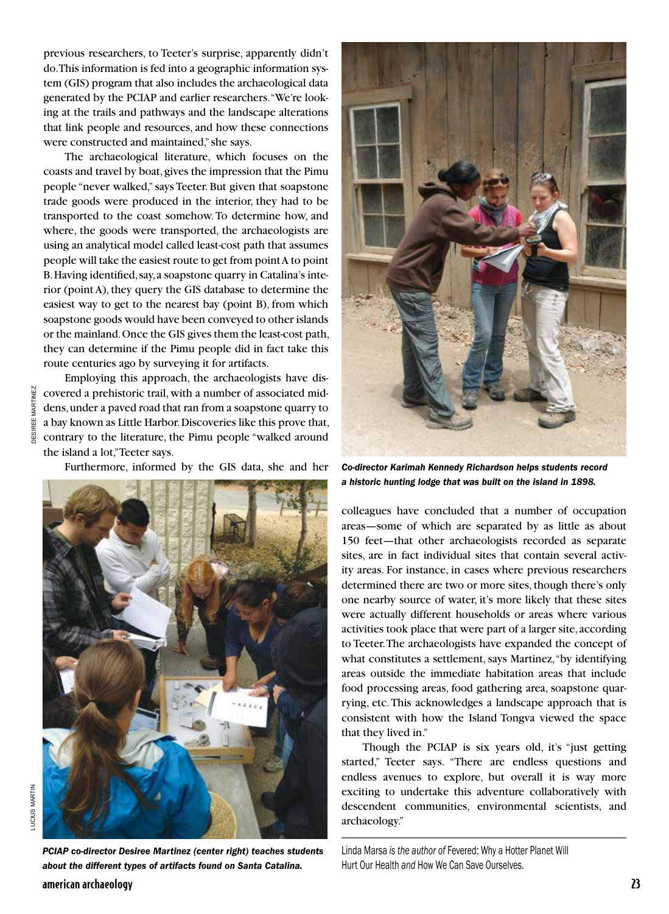previous researchers, to Teeter's surprise, apparently didn't do. This information is fed into a geographic information system (GIS) program that also includes the archaeological data generated by the PCIAP and earlier researchers. "We're looking at the trails and pathways and the landscape alterations that link people and resources, and how these connections were constructed and maintained," she says.

The archaeological literature, which focuses on the coasts and travel by boat, gives the impression that the Pimu people "never walked," says Teeter. But given that soapstone trade goods were produced in the interior, they had to be transported to the coast somehow. To determine how, and where, the goods were transported, the archaeologists are using an analytical model called least-cost path that assumes people will take the easiest route to get from point A to point B. Having identified, say, a soapstone quarry in Catalina's interior (point A), they query the GIS database to determine the easiest way to get to the nearest bay (point B), from which soapstone goods would have been conveyed to other islands or the mainland. Once the GIS gives them the least-cost path, they can determine if the Pimu people did in fact take this route centuries ago by surveying it for artifacts.

Employing this approach, the archaeologists have discovered a prehistoric trail, with a number of associated middens, under a paved road that ran from a soapstone quarry to a bay known as Little Harbor. Discoveries like this prove that, contrary to the literature, the Pimu people "walked around the island a lot," Teeter says.

Furthermore, informed by the GIS data, she and her colleagues have concluded that a number of occupation areas—some of which are separated by as little as about 150 feet—that other archaeologists recorded as separate sites, are in fact individual sites that contain several activity areas. For instance, in cases where previous researchers determined there are two or more sites, though there's only one nearby source of water, it's more likely that these sites were actually different households or areas where various activities took place that were part of a larger site, according to Teeter. The archaeologists have expanded the concept of what constitutes a settlement, says Martinez, "by identifying areas outside the immediate habitation areas that include food processing areas, food gathering area, soapstone quarrying, etc. This acknowledges a landscape approach that is consistent with how the Island Tongva viewed the space that they lived in."

Though the PCIAP is six years old, it's "just getting started," Teeter says. "There are endless questions and endless avenues to explore, but overall it is way more exciting to undertake this adventure collaboratively with descendent communities, environmental scientists, and archaeology."

DESIREE MARTINEZ

*Co-director Karimah Kennedy Richardson helps students record a historic hunting lodge that was built on the island in 1898.*

LUCIUS MARTIN

*PCIAP co-director Desiree Martinez (center right) teaches students about the different types of artifacts found on Santa Catalina.*

Linda Marsa *is the author of* Fevered: Why a Hotter Planet Will Hurt Our Health *and* How We Can Save Ourselves.